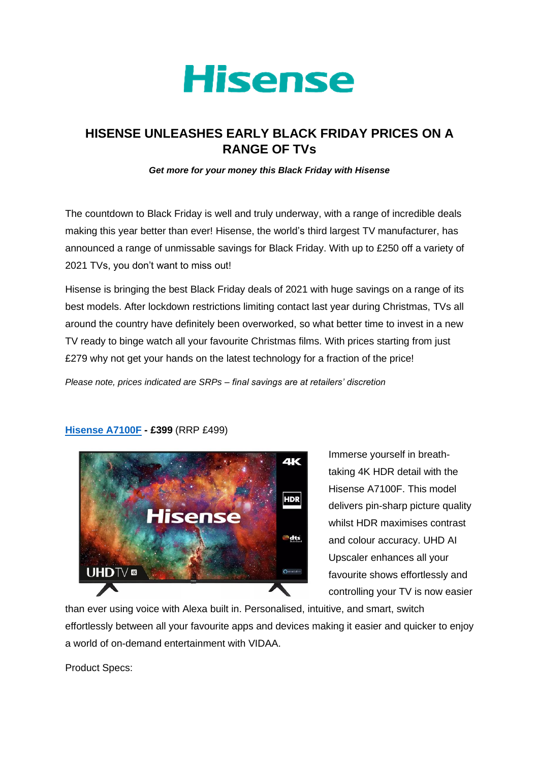# Hisense

## HISENSE UNLEASHES EARLY BLACK FRIDAY PRICES ON A RANGE OF TVs

***Get more for your money this Black Friday with Hisense***

The countdown to Black Friday is well and truly underway, with a range of incredible deals making this year better than ever! Hisense, the world's third largest TV manufacturer, has announced a range of unmissable savings for Black Friday. With up to £250 off a variety of 2021 TVs, you don't want to miss out!

Hisense is bringing the best Black Friday deals of 2021 with huge savings on a range of its best models. After lockdown restrictions limiting contact last year during Christmas, TVs all around the country have definitely been overworked, so what better time to invest in a new TV ready to binge watch all your favourite Christmas films. With prices starting from just £279 why not get your hands on the latest technology for a fraction of the price!

*Please note, prices indicated are SRPs – final savings are at retailers' discretion*

**Hisense A7100F - £399** (RRP £499)

Immerse yourself in breath-taking 4K HDR detail with the Hisense A7100F. This model delivers pin-sharp picture quality whilst HDR maximises contrast and colour accuracy. UHD AI Upscaler enhances all your favourite shows effortlessly and controlling your TV is now easier than ever using voice with Alexa built in. Personalised, intuitive, and smart, switch effortlessly between all your favourite apps and devices making it easier and quicker to enjoy a world of on-demand entertainment with VIDAA.

Product Specs: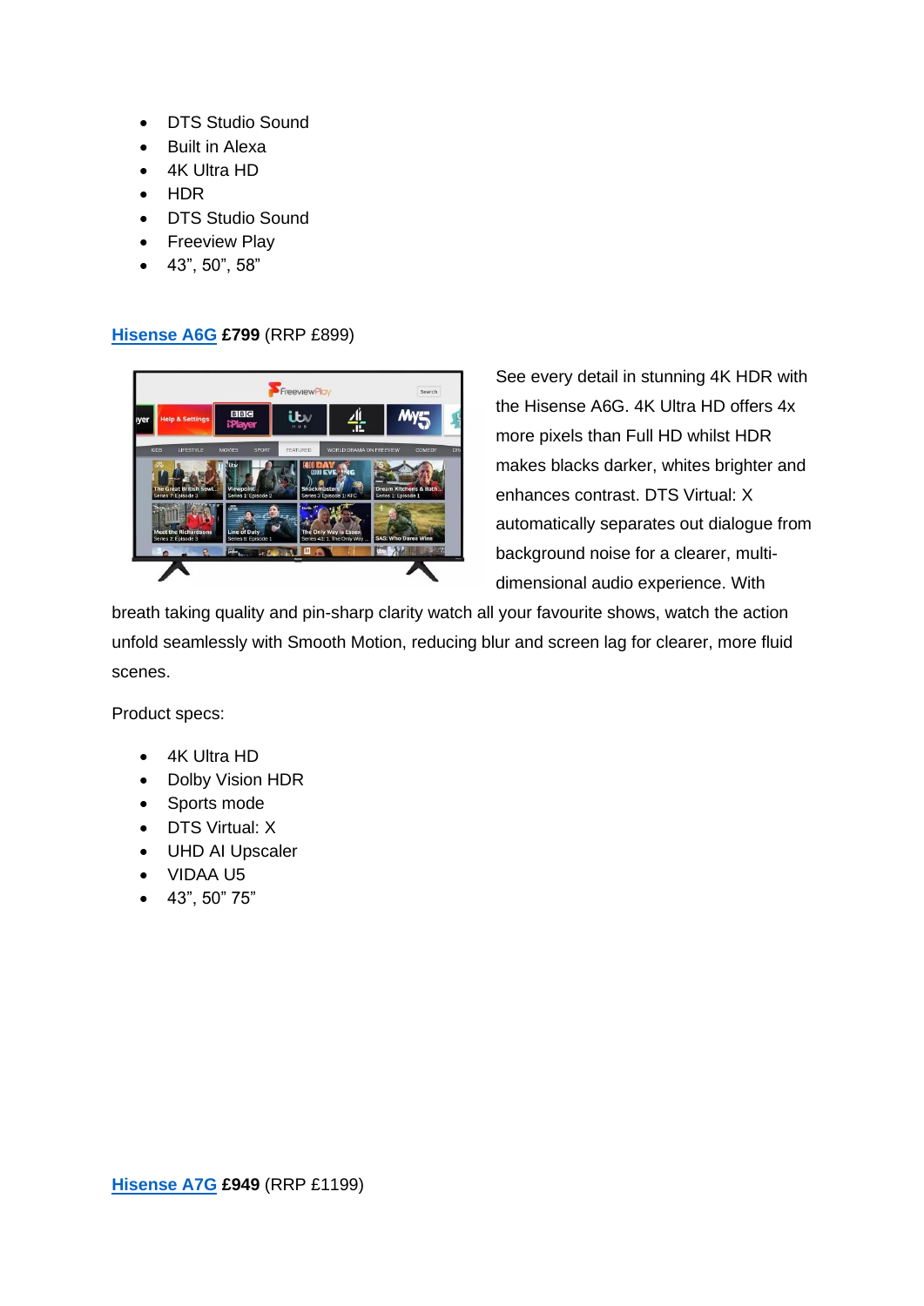- DTS Studio Sound
- Built in Alexa
- 4K Ultra HD
- HDR
- DTS Studio Sound
- Freeview Play
- 43”, 50”, 58”

[Hisense A6G]() **£799** (RRP £899)

See every detail in stunning 4K HDR with the Hisense A6G. 4K Ultra HD offers 4x more pixels than Full HD whilst HDR makes blacks darker, whites brighter and enhances contrast. DTS Virtual: X automatically separates out dialogue from background noise for a clearer, multi-dimensional audio experience. With breath taking quality and pin-sharp clarity watch all your favourite shows, watch the action unfold seamlessly with Smooth Motion, reducing blur and screen lag for clearer, more fluid scenes.

Product specs:

- 4K Ultra HD
- Dolby Vision HDR
- Sports mode
- DTS Virtual: X
- UHD AI Upscaler
- VIDAA U5
- 43”, 50” 75”

[Hisense A7G]() **£949** (RRP £1199)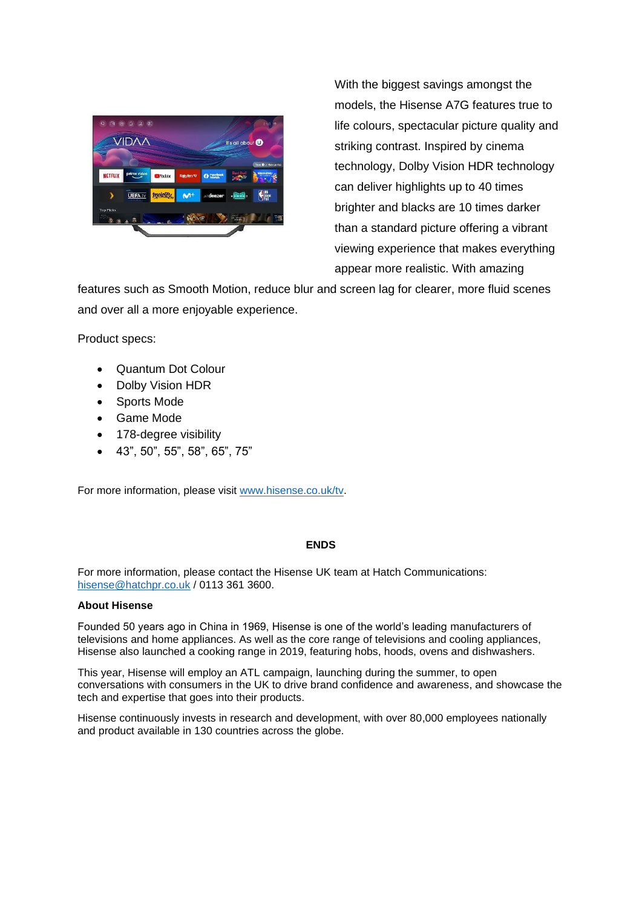With the biggest savings amongst the models, the Hisense A7G features true to life colours, spectacular picture quality and striking contrast. Inspired by cinema technology, Dolby Vision HDR technology can deliver highlights up to 40 times brighter and blacks are 10 times darker than a standard picture offering a vibrant viewing experience that makes everything appear more realistic. With amazing features such as Smooth Motion, reduce blur and screen lag for clearer, more fluid scenes and over all a more enjoyable experience.

Product specs:

- Quantum Dot Colour
- Dolby Vision HDR
- Sports Mode
- Game Mode
- 178-degree visibility
- 43", 50", 55", 58", 65", 75"

For more information, please visit www.hisense.co.uk/tv.

**ENDS**

For more information, please contact the Hisense UK team at Hatch Communications: hisense@hatchpr.co.uk / 0113 361 3600.

**About Hisense**

Founded 50 years ago in China in 1969, Hisense is one of the world's leading manufacturers of televisions and home appliances. As well as the core range of televisions and cooling appliances, Hisense also launched a cooking range in 2019, featuring hobs, hoods, ovens and dishwashers.

This year, Hisense will employ an ATL campaign, launching during the summer, to open conversations with consumers in the UK to drive brand confidence and awareness, and showcase the tech and expertise that goes into their products.

Hisense continuously invests in research and development, with over 80,000 employees nationally and product available in 130 countries across the globe.